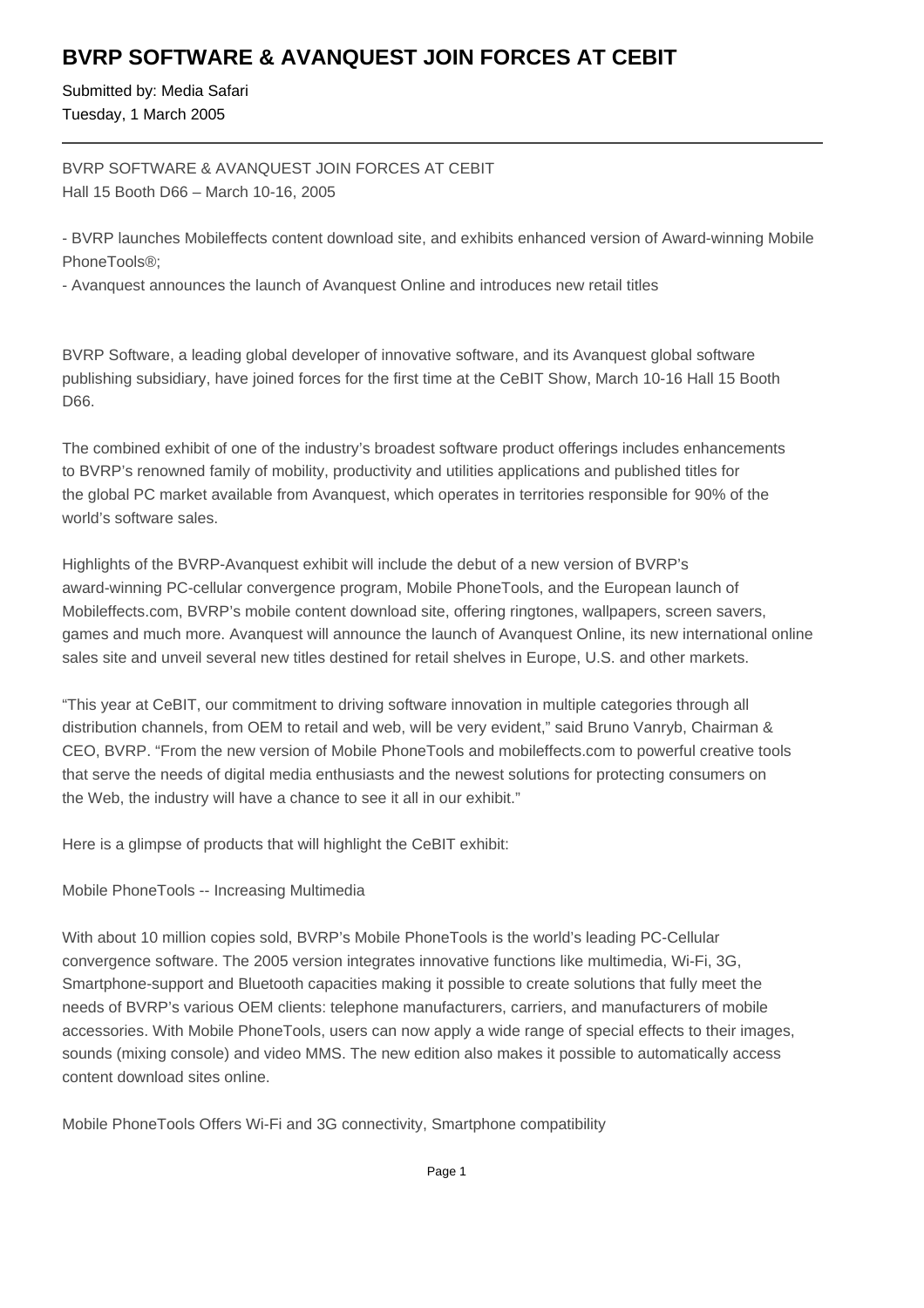# BVRP SOFTWARE & AVANQUEST JOIN FORCES AT CEBIT

Submitted by: Media Safari
Tuesday, 1 March 2005

---

BVRP SOFTWARE & AVANQUEST JOIN FORCES AT CEBIT
Hall 15 Booth D66 – March 10-16, 2005

- BVRP launches Mobileffects content download site, and exhibits enhanced version of Award-winning Mobile PhoneTools®;
- Avanquest announces the launch of Avanquest Online and introduces new retail titles

BVRP Software, a leading global developer of innovative software, and its Avanquest global software publishing subsidiary, have joined forces for the first time at the CeBIT Show, March 10-16 Hall 15 Booth D66.

The combined exhibit of one of the industry's broadest software product offerings includes enhancements to BVRP's renowned family of mobility, productivity and utilities applications and published titles for the global PC market available from Avanquest, which operates in territories responsible for 90% of the world's software sales.

Highlights of the BVRP-Avanquest exhibit will include the debut of a new version of BVRP's award-winning PC-cellular convergence program, Mobile PhoneTools, and the European launch of Mobileffects.com, BVRP's mobile content download site, offering ringtones, wallpapers, screen savers, games and much more. Avanquest will announce the launch of Avanquest Online, its new international online sales site and unveil several new titles destined for retail shelves in Europe, U.S. and other markets.

"This year at CeBIT, our commitment to driving software innovation in multiple categories through all distribution channels, from OEM to retail and web, will be very evident," said Bruno Vanryb, Chairman & CEO, BVRP. "From the new version of Mobile PhoneTools and mobileffects.com to powerful creative tools that serve the needs of digital media enthusiasts and the newest solutions for protecting consumers on the Web, the industry will have a chance to see it all in our exhibit."

Here is a glimpse of products that will highlight the CeBIT exhibit:

Mobile PhoneTools -- Increasing Multimedia

With about 10 million copies sold, BVRP's Mobile PhoneTools is the world's leading PC-Cellular convergence software. The 2005 version integrates innovative functions like multimedia, Wi-Fi, 3G, Smartphone-support and Bluetooth capacities making it possible to create solutions that fully meet the needs of BVRP's various OEM clients: telephone manufacturers, carriers, and manufacturers of mobile accessories. With Mobile PhoneTools, users can now apply a wide range of special effects to their images, sounds (mixing console) and video MMS. The new edition also makes it possible to automatically access content download sites online.

Mobile PhoneTools Offers Wi-Fi and 3G connectivity, Smartphone compatibility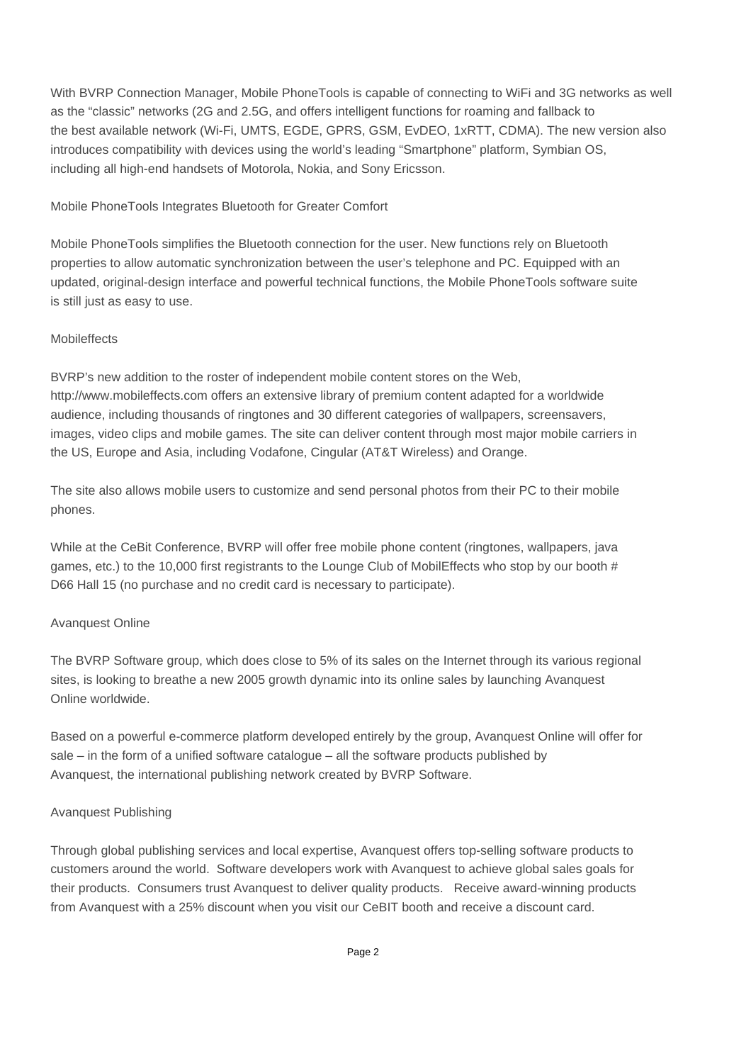With BVRP Connection Manager, Mobile PhoneTools is capable of connecting to WiFi and 3G networks as well as the "classic" networks (2G and 2.5G, and offers intelligent functions for roaming and fallback to the best available network (Wi-Fi, UMTS, EGDE, GPRS, GSM, EvDEO, 1xRTT, CDMA). The new version also introduces compatibility with devices using the world's leading "Smartphone" platform, Symbian OS, including all high-end handsets of Motorola, Nokia, and Sony Ericsson.

## Mobile PhoneTools Integrates Bluetooth for Greater Comfort

Mobile PhoneTools simplifies the Bluetooth connection for the user. New functions rely on Bluetooth properties to allow automatic synchronization between the user's telephone and PC. Equipped with an updated, original-design interface and powerful technical functions, the Mobile PhoneTools software suite is still just as easy to use.

## Mobileffects

BVRP's new addition to the roster of independent mobile content stores on the Web, http://www.mobileffects.com offers an extensive library of premium content adapted for a worldwide audience, including thousands of ringtones and 30 different categories of wallpapers, screensavers, images, video clips and mobile games. The site can deliver content through most major mobile carriers in the US, Europe and Asia, including Vodafone, Cingular (AT&T Wireless) and Orange.

The site also allows mobile users to customize and send personal photos from their PC to their mobile phones.

While at the CeBit Conference, BVRP will offer free mobile phone content (ringtones, wallpapers, java games, etc.) to the 10,000 first registrants to the Lounge Club of MobilEffects who stop by our booth # D66 Hall 15 (no purchase and no credit card is necessary to participate).

## Avanquest Online

The BVRP Software group, which does close to 5% of its sales on the Internet through its various regional sites, is looking to breathe a new 2005 growth dynamic into its online sales by launching Avanquest Online worldwide.

Based on a powerful e-commerce platform developed entirely by the group, Avanquest Online will offer for sale – in the form of a unified software catalogue – all the software products published by Avanquest, the international publishing network created by BVRP Software.

## Avanquest Publishing

Through global publishing services and local expertise, Avanquest offers top-selling software products to customers around the world. Software developers work with Avanquest to achieve global sales goals for their products. Consumers trust Avanquest to deliver quality products. Receive award-winning products from Avanquest with a 25% discount when you visit our CeBIT booth and receive a discount card.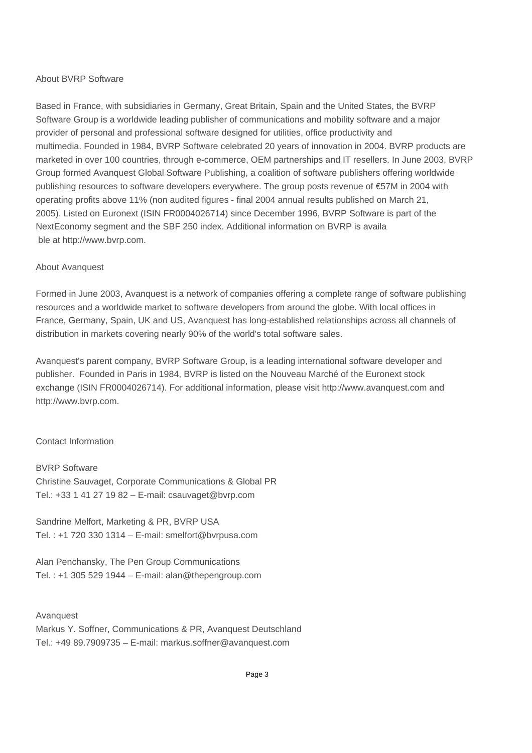## About BVRP Software

Based in France, with subsidiaries in Germany, Great Britain, Spain and the United States, the BVRP Software Group is a worldwide leading publisher of communications and mobility software and a major provider of personal and professional software designed for utilities, office productivity and multimedia. Founded in 1984, BVRP Software celebrated 20 years of innovation in 2004. BVRP products are marketed in over 100 countries, through e-commerce, OEM partnerships and IT resellers. In June 2003, BVRP Group formed Avanquest Global Software Publishing, a coalition of software publishers offering worldwide publishing resources to software developers everywhere. The group posts revenue of €57M in 2004 with operating profits above 11% (non audited figures - final 2004 annual results published on March 21, 2005). Listed on Euronext (ISIN FR0004026714) since December 1996, BVRP Software is part of the NextEconomy segment and the SBF 250 index. Additional information on BVRP is availa ble at http://www.bvrp.com.

## About Avanquest

Formed in June 2003, Avanquest is a network of companies offering a complete range of software publishing resources and a worldwide market to software developers from around the globe. With local offices in France, Germany, Spain, UK and US, Avanquest has long-established relationships across all channels of distribution in markets covering nearly 90% of the world's total software sales.

Avanquest's parent company, BVRP Software Group, is a leading international software developer and publisher. Founded in Paris in 1984, BVRP is listed on the Nouveau Marché of the Euronext stock exchange (ISIN FR0004026714). For additional information, please visit http://www.avanquest.com and http://www.bvrp.com.

## Contact Information

BVRP Software
Christine Sauvaget, Corporate Communications & Global PR
Tel.: +33 1 41 27 19 82 – E-mail: csauvaget@bvrp.com

Sandrine Melfort, Marketing & PR, BVRP USA
Tel. : +1 720 330 1314 – E-mail: smelfort@bvrpusa.com

Alan Penchansky, The Pen Group Communications
Tel. : +1 305 529 1944 – E-mail: alan@thepengroup.com

Avanquest
Markus Y. Soffner, Communications & PR, Avanquest Deutschland
Tel.: +49 89.7909735 – E-mail: markus.soffner@avanquest.com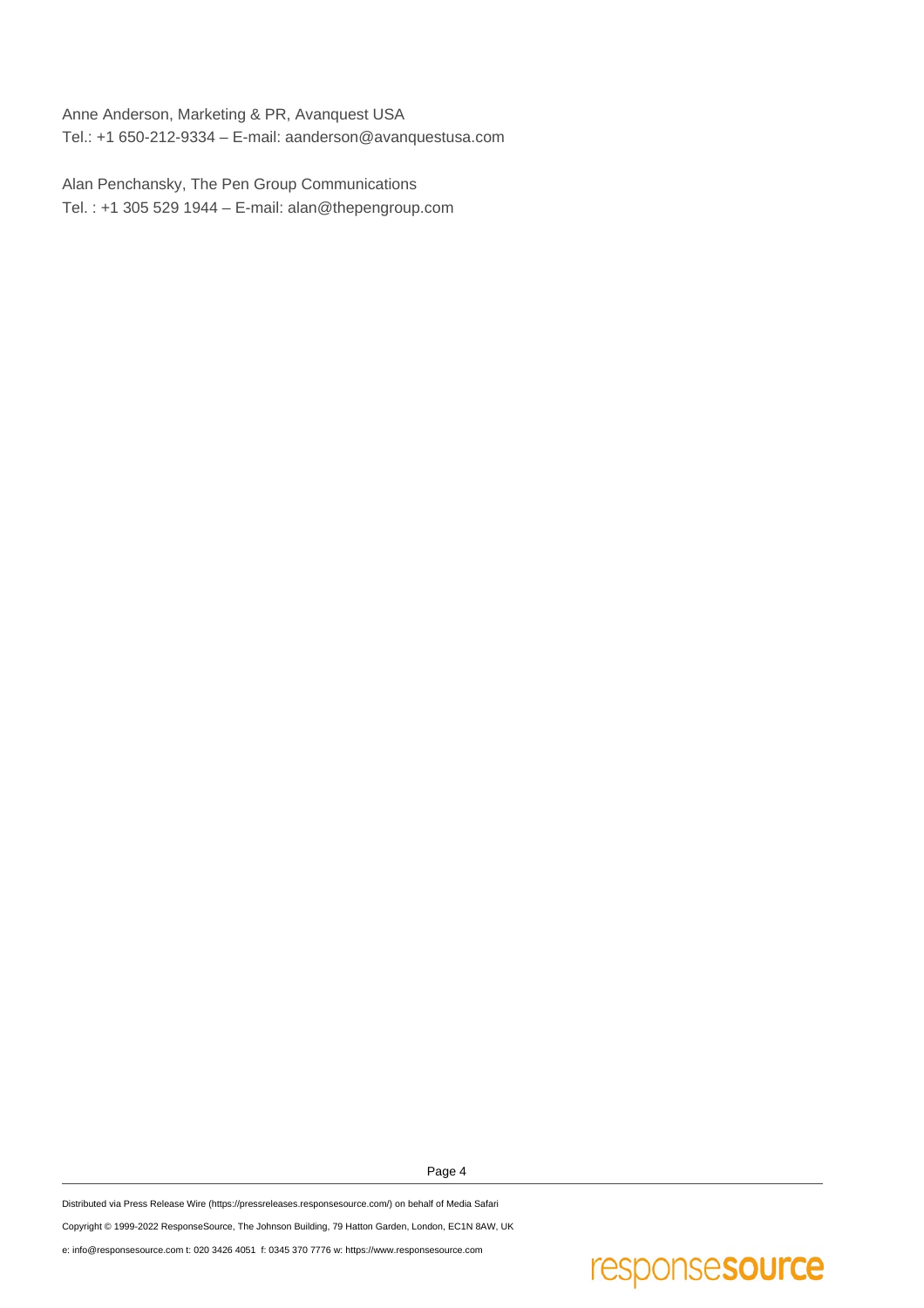Anne Anderson, Marketing & PR, Avanquest USA
Tel.: +1 650-212-9334 – E-mail: aanderson@avanquestusa.com

Alan Penchansky, The Pen Group Communications
Tel. : +1 305 529 1944 – E-mail: alan@thepengroup.com